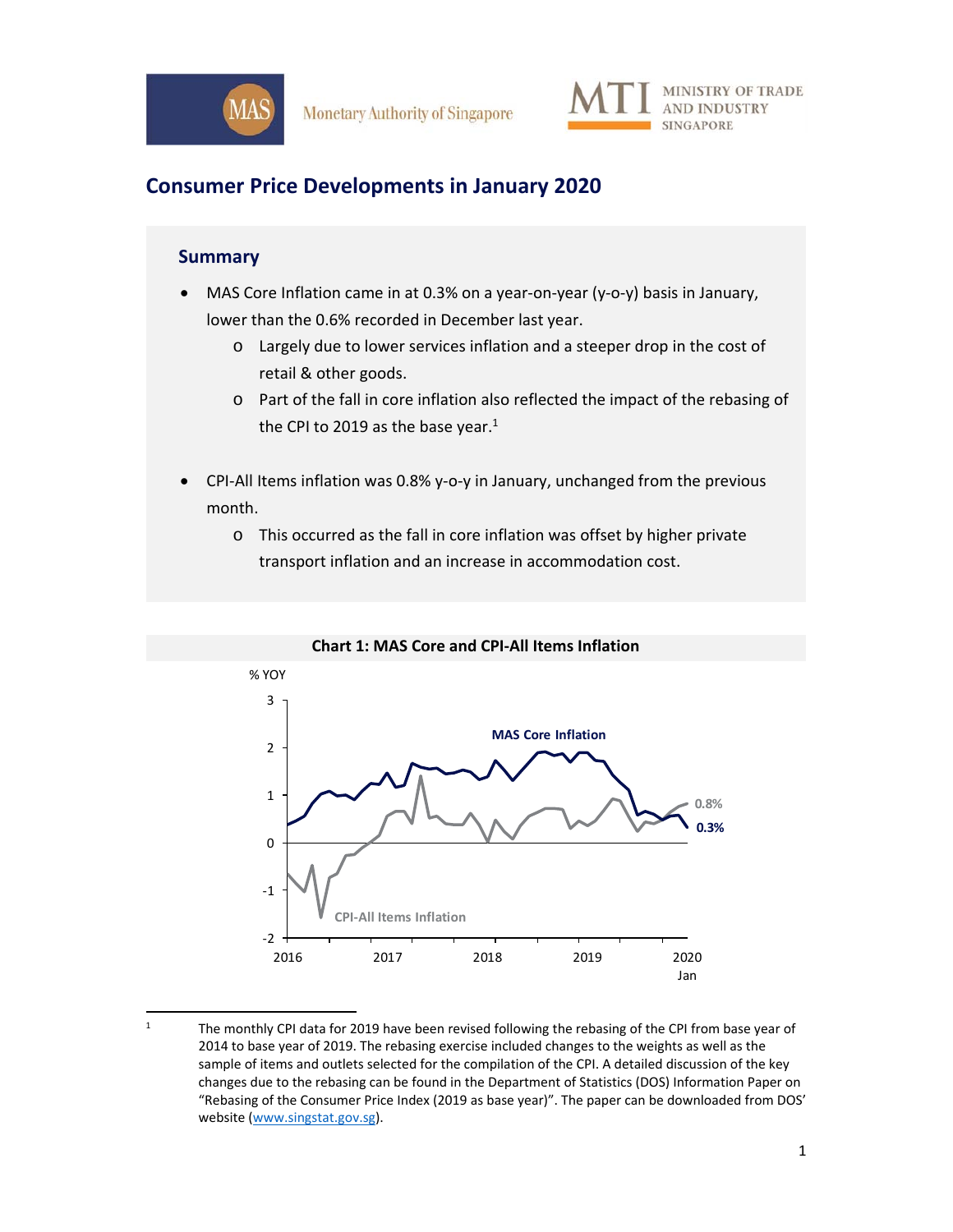Monetary Authority of Singapore

MINISTRY OF TRADE AND INDUSTRY SINGAPORE

# Consumer Price Developments in January 2020

## Summary

- MAS Core Inflation came in at 0.3% on a year-on-year (y-o-y) basis in January, lower than the 0.6% recorded in December last year.
  - Largely due to lower services inflation and a steeper drop in the cost of retail & other goods.
  - Part of the fall in core inflation also reflected the impact of the rebasing of the CPI to 2019 as the base year.[1]

- CPI-All Items inflation was 0.8% y-o-y in January, unchanged from the previous month.
  - This occurred as the fall in core inflation was offset by higher private transport inflation and an increase in accommodation cost.

**Chart 1: MAS Core and CPI-All Items Inflation**

% YOY

MAS Core Inflation 0.3%; CPI-All Items Inflation 0.8%

2016, 2017, 2018, 2019, 2020 Jan

[1] The monthly CPI data for 2019 have been revised following the rebasing of the CPI from base year of 2014 to base year of 2019. The rebasing exercise included changes to the weights as well as the sample of items and outlets selected for the compilation of the CPI. A detailed discussion of the key changes due to the rebasing can be found in the Department of Statistics (DOS) Information Paper on "Rebasing of the Consumer Price Index (2019 as base year)". The paper can be downloaded from DOS' website (www.singstat.gov.sg).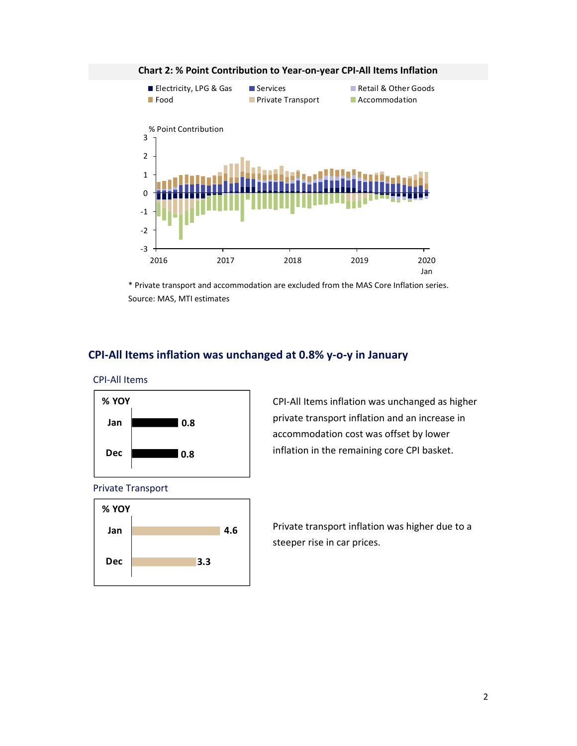**Chart 2: % Point Contribution to Year-on-year CPI-All Items Inflation**

Electricity, LPG & Gas | Services | Retail & Other Goods | Food | Private Transport | Accommodation

% Point Contribution

\* Private transport and accommodation are excluded from the MAS Core Inflation series.

Source: MAS, MTI estimates

## CPI-All Items inflation was unchanged at 0.8% y-o-y in January

### CPI-All Items

| % YOY | |
|---|---|
| Jan | 0.8 |
| Dec | 0.8 |

CPI-All Items inflation was unchanged as higher private transport inflation and an increase in accommodation cost was offset by lower inflation in the remaining core CPI basket.

### Private Transport

| % YOY | |
|---|---|
| Jan | 4.6 |
| Dec | 3.3 |

Private transport inflation was higher due to a steeper rise in car prices.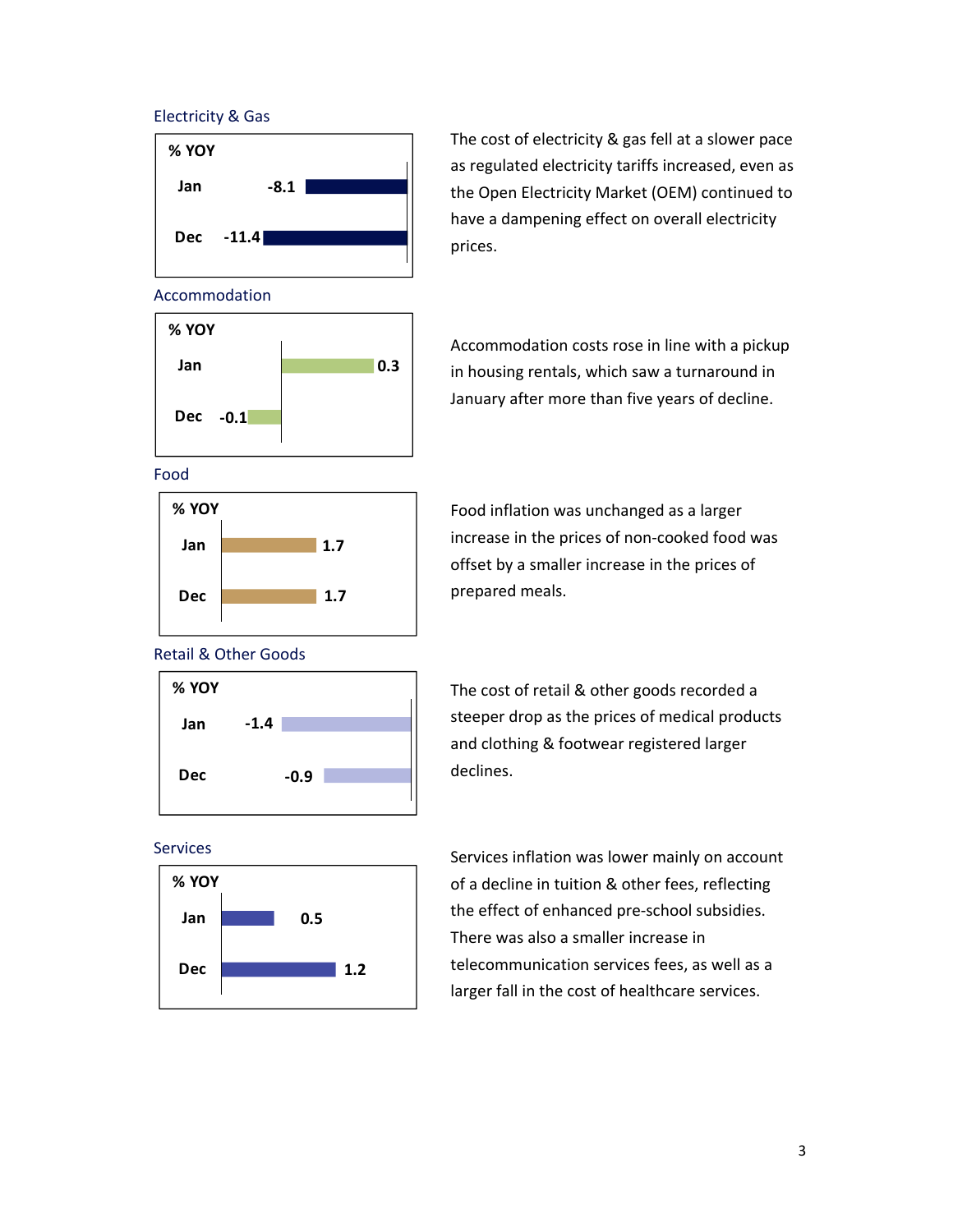## Electricity & Gas

| % YOY | |
|---|---|
| Jan | -8.1 |
| Dec | -11.4 |

The cost of electricity & gas fell at a slower pace as regulated electricity tariffs increased, even as the Open Electricity Market (OEM) continued to have a dampening effect on overall electricity prices.

## Accommodation

| % YOY | |
|---|---|
| Jan | 0.3 |
| Dec | -0.1 |

Accommodation costs rose in line with a pickup in housing rentals, which saw a turnaround in January after more than five years of decline.

## Food

| % YOY | |
|---|---|
| Jan | 1.7 |
| Dec | 1.7 |

Food inflation was unchanged as a larger increase in the prices of non-cooked food was offset by a smaller increase in the prices of prepared meals.

## Retail & Other Goods

| % YOY | |
|---|---|
| Jan | -1.4 |
| Dec | -0.9 |

The cost of retail & other goods recorded a steeper drop as the prices of medical products and clothing & footwear registered larger declines.

## Services

| % YOY | |
|---|---|
| Jan | 0.5 |
| Dec | 1.2 |

Services inflation was lower mainly on account of a decline in tuition & other fees, reflecting the effect of enhanced pre-school subsidies. There was also a smaller increase in telecommunication services fees, as well as a larger fall in the cost of healthcare services.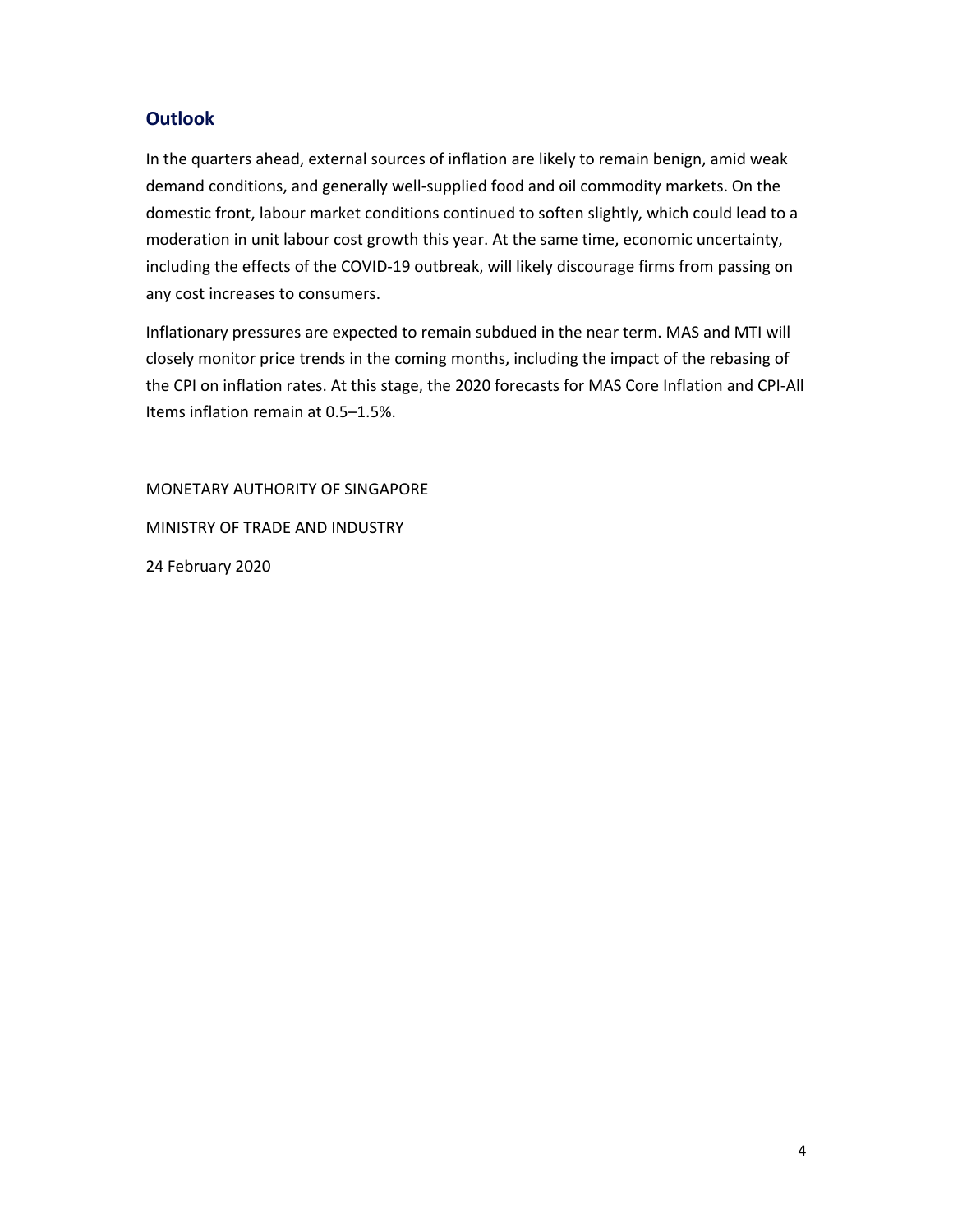## Outlook

In the quarters ahead, external sources of inflation are likely to remain benign, amid weak demand conditions, and generally well-supplied food and oil commodity markets. On the domestic front, labour market conditions continued to soften slightly, which could lead to a moderation in unit labour cost growth this year. At the same time, economic uncertainty, including the effects of the COVID-19 outbreak, will likely discourage firms from passing on any cost increases to consumers.

Inflationary pressures are expected to remain subdued in the near term. MAS and MTI will closely monitor price trends in the coming months, including the impact of the rebasing of the CPI on inflation rates. At this stage, the 2020 forecasts for MAS Core Inflation and CPI-All Items inflation remain at 0.5–1.5%.

MONETARY AUTHORITY OF SINGAPORE

MINISTRY OF TRADE AND INDUSTRY

24 February 2020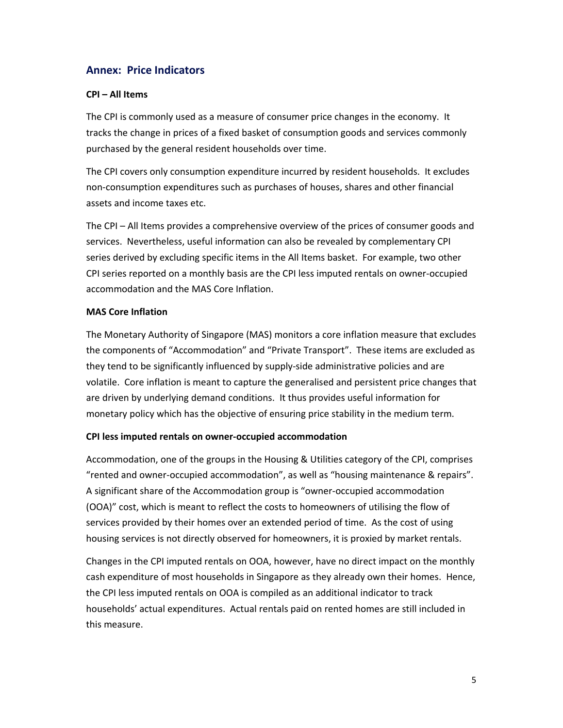## Annex: Price Indicators

### CPI – All Items

The CPI is commonly used as a measure of consumer price changes in the economy. It tracks the change in prices of a fixed basket of consumption goods and services commonly purchased by the general resident households over time.

The CPI covers only consumption expenditure incurred by resident households. It excludes non-consumption expenditures such as purchases of houses, shares and other financial assets and income taxes etc.

The CPI – All Items provides a comprehensive overview of the prices of consumer goods and services. Nevertheless, useful information can also be revealed by complementary CPI series derived by excluding specific items in the All Items basket. For example, two other CPI series reported on a monthly basis are the CPI less imputed rentals on owner-occupied accommodation and the MAS Core Inflation.

### MAS Core Inflation

The Monetary Authority of Singapore (MAS) monitors a core inflation measure that excludes the components of "Accommodation" and "Private Transport". These items are excluded as they tend to be significantly influenced by supply-side administrative policies and are volatile. Core inflation is meant to capture the generalised and persistent price changes that are driven by underlying demand conditions. It thus provides useful information for monetary policy which has the objective of ensuring price stability in the medium term.

### CPI less imputed rentals on owner-occupied accommodation

Accommodation, one of the groups in the Housing & Utilities category of the CPI, comprises "rented and owner-occupied accommodation", as well as "housing maintenance & repairs". A significant share of the Accommodation group is "owner-occupied accommodation (OOA)" cost, which is meant to reflect the costs to homeowners of utilising the flow of services provided by their homes over an extended period of time. As the cost of using housing services is not directly observed for homeowners, it is proxied by market rentals.

Changes in the CPI imputed rentals on OOA, however, have no direct impact on the monthly cash expenditure of most households in Singapore as they already own their homes. Hence, the CPI less imputed rentals on OOA is compiled as an additional indicator to track households' actual expenditures. Actual rentals paid on rented homes are still included in this measure.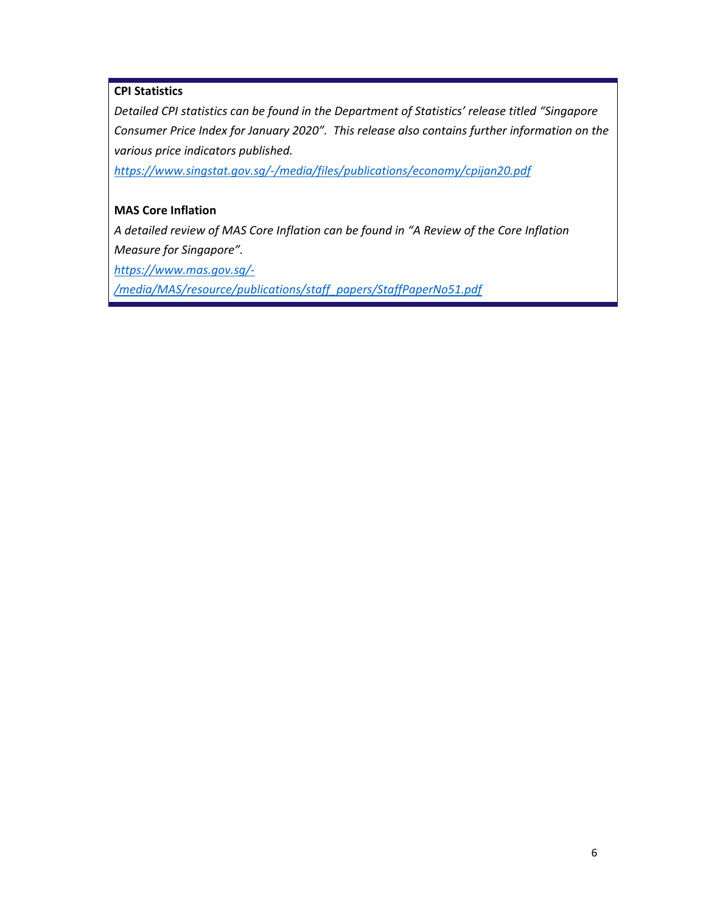**CPI Statistics**

*Detailed CPI statistics can be found in the Department of Statistics' release titled "Singapore Consumer Price Index for January 2020". This release also contains further information on the various price indicators published.*

*https://www.singstat.gov.sg/-/media/files/publications/economy/cpijan20.pdf*

**MAS Core Inflation**

*A detailed review of MAS Core Inflation can be found in "A Review of the Core Inflation Measure for Singapore".*

*https://www.mas.gov.sg/-/media/MAS/resource/publications/staff_papers/StaffPaperNo51.pdf*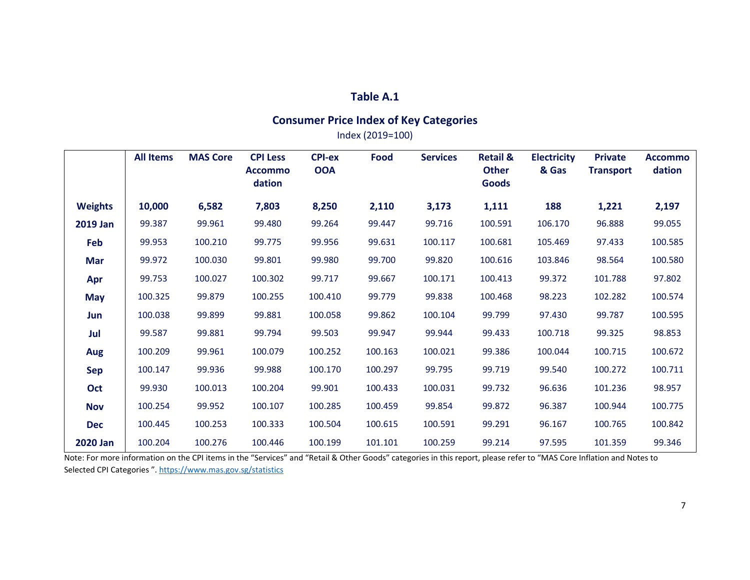## Table A.1

### Consumer Price Index of Key Categories

Index (2019=100)

| | All Items | MAS Core | CPI Less Accommodation | CPI-ex OOA | Food | Services | Retail & Other Goods | Electricity & Gas | Private Transport | Accommodation |
|---|---|---|---|---|---|---|---|---|---|---|
| **Weights** | **10,000** | **6,582** | **7,803** | **8,250** | **2,110** | **3,173** | **1,111** | **188** | **1,221** | **2,197** |
| **2019 Jan** | 99.387 | 99.961 | 99.480 | 99.264 | 99.447 | 99.716 | 100.591 | 106.170 | 96.888 | 99.055 |
| **Feb** | 99.953 | 100.210 | 99.775 | 99.956 | 99.631 | 100.117 | 100.681 | 105.469 | 97.433 | 100.585 |
| **Mar** | 99.972 | 100.030 | 99.801 | 99.980 | 99.700 | 99.820 | 100.616 | 103.846 | 98.564 | 100.580 |
| **Apr** | 99.753 | 100.027 | 100.302 | 99.717 | 99.667 | 100.171 | 100.413 | 99.372 | 101.788 | 97.802 |
| **May** | 100.325 | 99.879 | 100.255 | 100.410 | 99.779 | 99.838 | 100.468 | 98.223 | 102.282 | 100.574 |
| **Jun** | 100.038 | 99.899 | 99.881 | 100.058 | 99.862 | 100.104 | 99.799 | 97.430 | 99.787 | 100.595 |
| **Jul** | 99.587 | 99.881 | 99.794 | 99.503 | 99.947 | 99.944 | 99.433 | 100.718 | 99.325 | 98.853 |
| **Aug** | 100.209 | 99.961 | 100.079 | 100.252 | 100.163 | 100.021 | 99.386 | 100.044 | 100.715 | 100.672 |
| **Sep** | 100.147 | 99.936 | 99.988 | 100.170 | 100.297 | 99.795 | 99.719 | 99.540 | 100.272 | 100.711 |
| **Oct** | 99.930 | 100.013 | 100.204 | 99.901 | 100.433 | 100.031 | 99.732 | 96.636 | 101.236 | 98.957 |
| **Nov** | 100.254 | 99.952 | 100.107 | 100.285 | 100.459 | 99.854 | 99.872 | 96.387 | 100.944 | 100.775 |
| **Dec** | 100.445 | 100.253 | 100.333 | 100.504 | 100.615 | 100.591 | 99.291 | 96.167 | 100.765 | 100.842 |
| **2020 Jan** | 100.204 | 100.276 | 100.446 | 100.199 | 101.101 | 100.259 | 99.214 | 97.595 | 101.359 | 99.346 |

Note: For more information on the CPI items in the "Services" and "Retail & Other Goods" categories in this report, please refer to "MAS Core Inflation and Notes to Selected CPI Categories ". https://www.mas.gov.sg/statistics